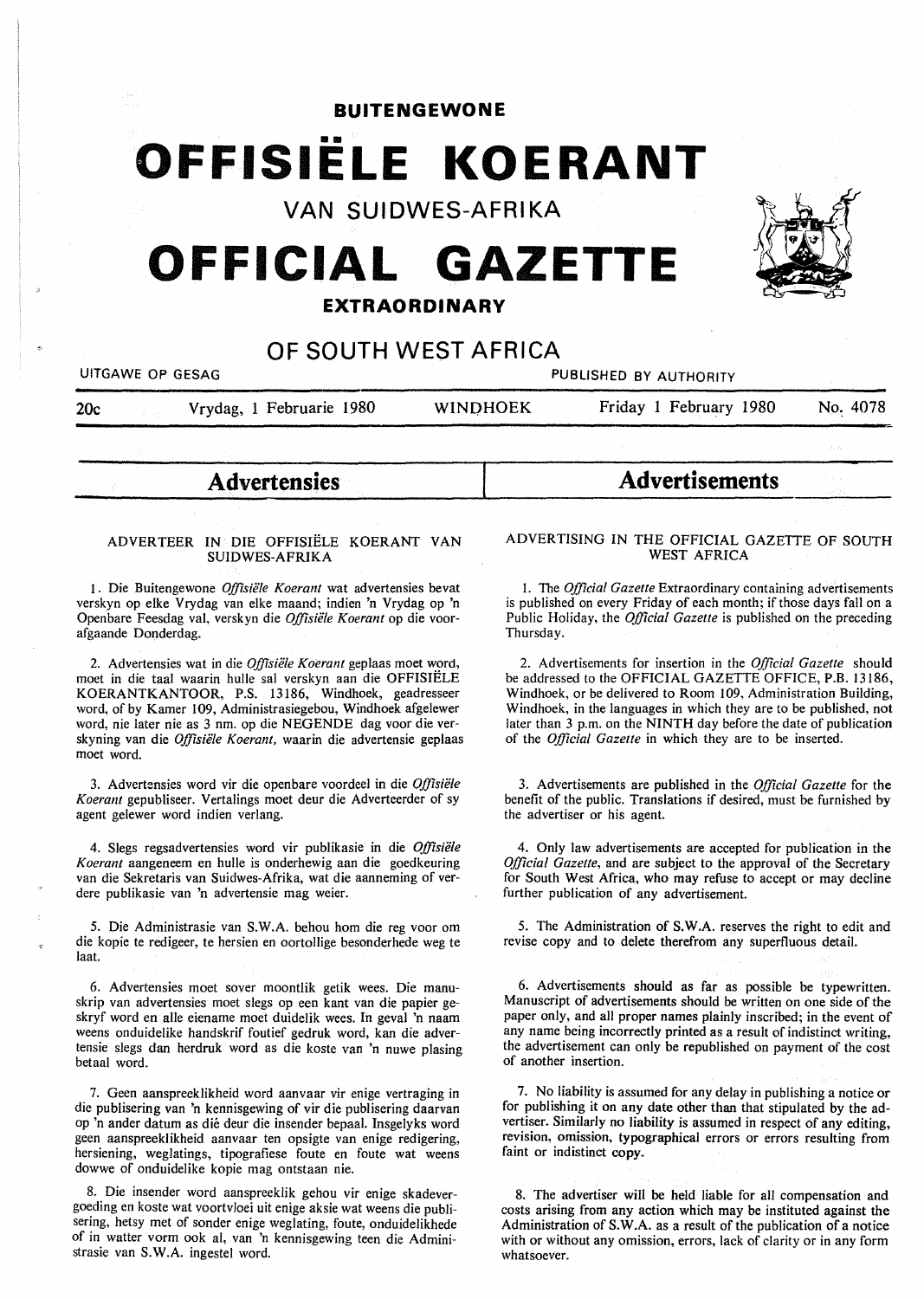# BUITENGEWONE

# OFFISIËLE KOERANT

## VAN SUIDWES-AFRIKA

# OFFICIAL GAZETTE

## EXTRAORDINARY

## OF SOUTH WEST AFRICA

UITGAWE OP GESAG — PUBLISHED BY AUTHORITY

20c — Vrydag, 1 Februarie 1980 — WINDHOEK — Friday 1 February 1980 — No. 4078

## Advertensies

### ADVERTEER IN DIE OFFISIËLE KOERANT VAN SUIDWES-AFRIKA

1. Die Buitengewone *Offisiële Koerant* wat advertensies bevat verskyn op elke Vrydag van elke maand; indien 'n Vrydag op 'n Openbare Feesdag val, verskyn die *Offisiële Koerant* op die voorafgaande Donderdag.

2. Advertensies wat in die *Offisiële Koerant* geplaas moet word, moet in die taal waarin hulle sal verskyn aan die OFFISIËLE KOERANTKANTOOR, P.S. 13186, Windhoek, geadresseer word, of by Kamer 109, Administrasiegebou, Windhoek afgelewer word, nie later nie as 3 nm. op die NEGENDE dag voor die verskyning van die *Offisiële Koerant*, waarin die advertensie geplaas moet word.

3. Advertensies word vir die openbare voordeel in die *Offisiële Koerant* gepubliseer. Vertalings moet deur die Adverteerder of sy agent gelewer word indien verlang.

4. Slegs regsadvertensies word vir publikasie in die *Offisiële Koerant* aangeneem en hulle is onderhewig aan die goedkeuring van die Sekretaris van Suidwes-Afrika, wat die aanneming of verdere publikasie van 'n advertensie mag weier.

5. Die Administrasie van S.W.A. behou hom die reg voor om die kopie te redigeer, te hersien en oortollige besonderhede weg te laat.

6. Advertensies moet sover moontlik getik wees. Die manuskrip van advertensies moet slegs op een kant van die papier geskryf word en alle eiename moet duidelik wees. In geval 'n naam weens onduidelike handskrif foutief gedruk word, kan die advertensie slegs dan herdruk word as die koste van 'n nuwe plasing betaal word.

7. Geen aanspreeklikheid word aanvaar vir enige vertraging in die publisering van 'n kennisgewing of vir die publisering daarvan op 'n ander datum as dié deur die insender bepaal. Insgelyks word geen aanspreeklikheid aanvaar ten opsigte van enige redigering, hersiening, weglatings, tipografiese foute en foute wat weens dowwe of onduidelike kopie mag ontstaan nie.

8. Die insender word aanspreeklik gehou vir enige skadevergoeding en koste wat voortvloei uit enige aksie wat weens die publisering, hetsy met of sonder enige weglating, foute, onduidelikhede of in watter vorm ook al, van 'n kennisgewing teen die Administrasie van S.W.A. ingestel word.

## Advertisements

### ADVERTISING IN THE OFFICIAL GAZETTE OF SOUTH WEST AFRICA

1. The *Official Gazette* Extraordinary containing advertisements is published on every Friday of each month; if those days fall on a Public Holiday, the *Official Gazette* is published on the preceding Thursday.

2. Advertisements for insertion in the *Official Gazette* should be addressed to the OFFICIAL GAZETTE OFFICE, P.B. 13186, Windhoek, or be delivered to Room 109, Administration Building, Windhoek, in the languages in which they are to be published, not later than 3 p.m. on the NINTH day before the date of publication of the *Official Gazette* in which they are to be inserted.

3. Advertisements are published in the *Official Gazette* for the benefit of the public. Translations if desired, must be furnished by the advertiser or his agent.

4. Only law advertisements are accepted for publication in the *Official Gazette*, and are subject to the approval of the Secretary for South West Africa, who may refuse to accept or may decline further publication of any advertisement.

5. The Administration of S.W.A. reserves the right to edit and revise copy and to delete therefrom any superfluous detail.

6. Advertisements should as far as possible be typewritten. Manuscript of advertisements should be written on one side of the paper only, and all proper names plainly inscribed; in the event of any name being incorrectly printed as a result of indistinct writing, the advertisement can only be republished on payment of the cost of another insertion.

7. No liability is assumed for any delay in publishing a notice or for publishing it on any date other than that stipulated by the advertiser. Similarly no liability is assumed in respect of any editing, revision, omission, typographical errors or errors resulting from faint or indistinct copy.

8. The advertiser will be held liable for all compensation and costs arising from any action which may be instituted against the Administration of S.W.A. as a result of the publication of a notice with or without any omission, errors, lack of clarity or in any form whatsoever.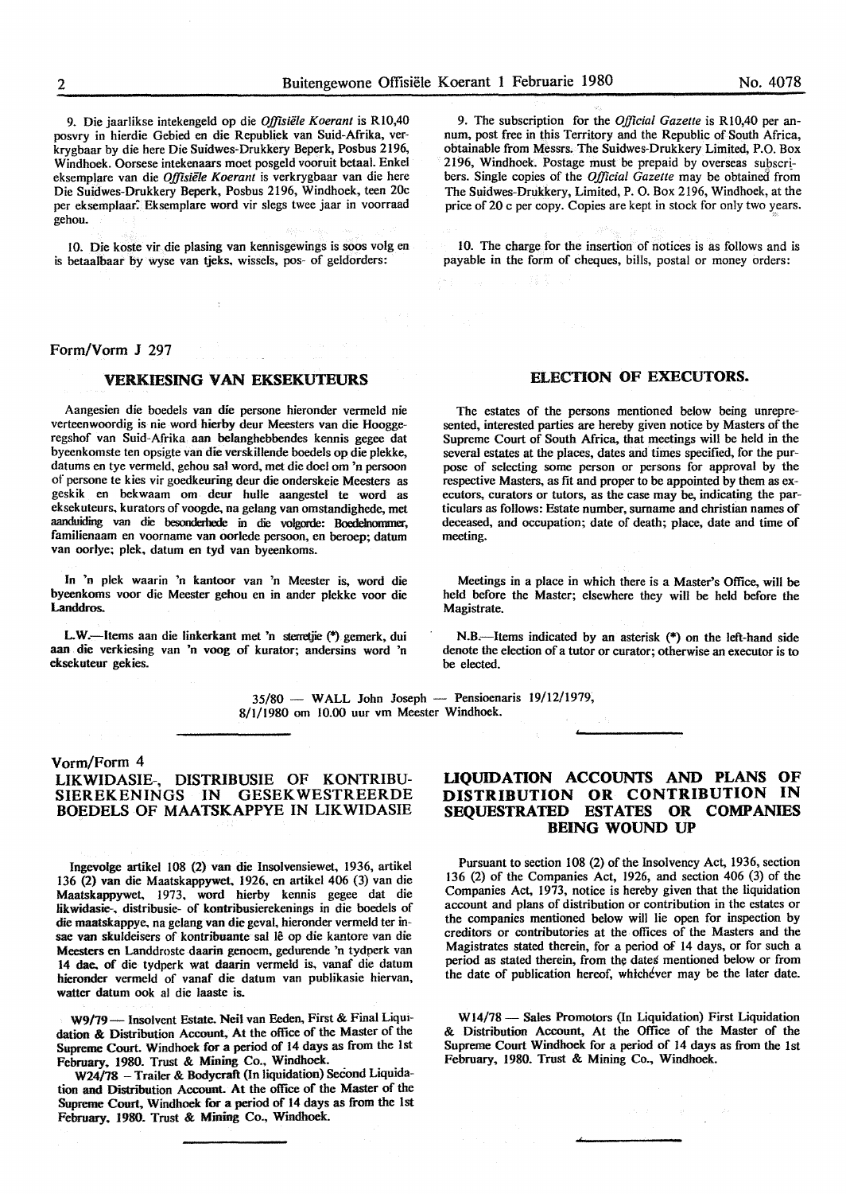9. Die jaarlikse intekengeld op die *Offisiële Koerant* is R10,40 posvry in hierdie Gebied en die Republiek van Suid-Afrika, verkrygbaar by die here Die Suidwes-Drukkery Beperk, Posbus 2196, Windhoek. Oorsese intekenaars moet posgeld vooruit betaal. Enkel eksemplare van die *Offisiële Koerant* is verkrygbaar van die here Die Suidwes-Drukkery Beperk, Posbus 2196, Windhoek, teen 20c per eksemplaar. Eksemplare word vir slegs twee jaar in voorraad gehou.

10. Die koste vir die plasing van kennisgewings is soos volg en is betaalbaar by wyse van tjeks, wissels, pos- of geldorders:

9. The subscription for the *Official Gazette* is R10,40 per annum, post free in this Territory and the Republic of South Africa, obtainable from Messrs. The Suidwes-Drukkery Limited, P.O. Box 2196, Windhoek. Postage must be prepaid by overseas subscribers. Single copies of the *Official Gazette* may be obtained from The Suidwes-Drukkery, Limited, P. O. Box 2196, Windhoek, at the price of 20 c per copy. Copies are kept in stock for only two years.

10. The charge for the insertion of notices is as follows and is payable in the form of cheques, bills, postal or money orders:

Form/Vorm J 297

## VERKIESING VAN EKSEKUTEURS

Aangesien die boedels van die persone hieronder vermeld nie verteenwoordig is nie word hierby deur Meesters van die Hooggeregshof van Suid-Afrika aan belanghebbendes kennis gegee dat byeenkomste ten opsigte van die verskillende boedels op die plekke, datums en tye vermeld, gehou sal word, met die doel om 'n persoon of persone te kies vir goedkeuring deur die onderskeie Meesters as geskik en bekwaam om deur hulle aangestel te word as eksekuteurs, kurators of voogde, na gelang van omstandighede, met aanduiding van die besonderhede in die volgorde: Boedelnommer, familienaam en voorname van oorlede persoon, en beroep; datum van oorlye; plek, datum en tyd van byeenkoms.

In 'n plek waarin 'n kantoor van 'n Meester is, word die byeenkoms voor die Meester gehou en in ander plekke voor die Landdros.

L.W.—Items aan die linkerkant met 'n sterretjie (*) gemerk, dui aan die verkiesing van 'n voog of kurator; andersins word 'n eksekuteur gekies.

## ELECTION OF EXECUTORS.

The estates of the persons mentioned below being unrepresented, interested parties are hereby given notice by Masters of the Supreme Court of South Africa, that meetings will be held in the several estates at the places, dates and times specified, for the purpose of selecting some person or persons for approval by the respective Masters, as fit and proper to be appointed by them as executors, curators or tutors, as the case may be, indicating the particulars as follows: Estate number, surname and christian names of deceased, and occupation; date of death; place, date and time of meeting.

Meetings in a place in which there is a Master's Office, will be held before the Master; elsewhere they will be held before the Magistrate.

N.B.—Items indicated by an asterisk (*) on the left-hand side denote the election of a tutor or curator; otherwise an executor is to be elected.

35/80 — WALL John Joseph — Pensioenaris 19/12/1979, 8/1/1980 om 10.00 uur vm Meester Windhoek.

Vorm/Form 4

## LIKWIDASIE-, DISTRIBUSIE OF KONTRIBUSIEREKENINGS IN GESEKWESTREERDE BOEDELS OF MAATSKAPPYE IN LIKWIDASIE

Ingevolge artikel 108 (2) van die Insolvensiewet, 1936, artikel 136 (2) van die Maatskappywet, 1926, en artikel 406 (3) van die Maatskappywet, 1973, word hierby kennis gegee dat die likwidasie-, distribusie- of kontribusierekenings in die boedels of die maatskappye, na gelang van die geval, hieronder vermeld ter insae van skuldeisers of kontribuante sal lê op die kantore van die Meesters en Landdroste daarin genoem, gedurende 'n tydperk van 14 dae, of die tydperk wat daarin vermeld is, vanaf die datum hieronder vermeld of vanaf die datum van publikasie hiervan, watter datum ook al die laaste is.

W9/79 — Insolvent Estate. Neil van Eeden, First & Final Liquidation & Distribution Account, At the office of the Master of the Supreme Court. Windhoek for a period of 14 days as from the 1st February, 1980. Trust & Mining Co., Windhoek.

W24/78 – Trailer & Bodycraft (In liquidation) Second Liquidation and Distribution Account. At the office of the Master of the Supreme Court, Windhoek for a period of 14 days as from the 1st February, 1980. Trust & Mining Co., Windhoek.

## LIQUIDATION ACCOUNTS AND PLANS OF DISTRIBUTION OR CONTRIBUTION IN SEQUESTRATED ESTATES OR COMPANIES BEING WOUND UP

Pursuant to section 108 (2) of the Insolvency Act, 1936, section 136 (2) of the Companies Act, 1926, and section 406 (3) of the Companies Act, 1973, notice is hereby given that the liquidation account and plans of distribution or contribution in the estates or the companies mentioned below will lie open for inspection by creditors or contributories at the offices of the Masters and the Magistrates stated therein, for a period of 14 days, or for such a period as stated therein, from the dates mentioned below or from the date of publication hereof, whichever may be the later date.

W14/78 — Sales Promotors (In Liquidation) First Liquidation & Distribution Account, At the Office of the Master of the Supreme Court Windhoek for a period of 14 days as from the 1st February, 1980. Trust & Mining Co., Windhoek.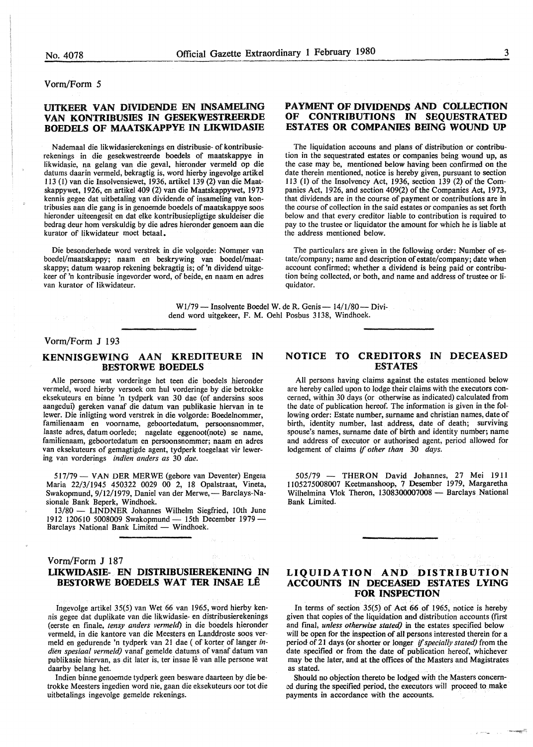Vorm/Form 5

## UITKEER VAN DIVIDENDE EN INSAMELING VAN KONTRIBUSIES IN GESEKWESTREERDE BOEDELS OF MAATSKAPPYE IN LIKWIDASIE

Nademaal die likwidasierekenings en distribusie- of kontribusierekenings in die gesekwestreerde boedels of maatskappye in likwidasie, na gelang van die geval, hieronder vermeld op die datums daarin vermeld, bekragtig is, word hierby ingevolge artikel 113 (1) van die Insolvensiewet, 1936, artikel 139 (2) van die Maatskappywet, 1926, en artikel 409 (2) van die Maatskappywet, 1973 kennis gegee dat uitbetaling van dividende of insameling van kontribusies aan die gang is in genoemde boedels of maatskappye soos hieronder uiteengesit en dat elke kontribusiepligtige skuldeiser die bedrag deur hom verskuldig by die adres hieronder genoem aan die kurator of likwidateur moet betaal.

Die besonderhede word verstrek in die volgorde: Nommer van boedel/maatskappy; naam en beskrywing van boedel/maatskappy; datum waarop rekening bekragtig is; of 'n dividend uitgekeer of 'n kontribusie ingevorder word, of beide, en naam en adres van kurator of likwidateur.

## PAYMENT OF DIVIDENDS AND COLLECTION OF CONTRIBUTIONS IN SEQUESTRATED ESTATES OR COMPANIES BEING WOUND UP

The liquidation accouns and plans of distribution or contribution in the sequestrated estates or companies being wound up, as the case may be, mentioned below having been confirmed on the date therein mentioned, notice is hereby given, pursuant to section 113 (1) of the Insolvency Act, 1936, section 139 (2) of the Companies Act, 1926, and section 409(2) of the Companies Act, 1973, that dividends are in the course of payment or contributions are in the course of collection in the said estates or companies as set forth below and that every creditor liable to contribution is required to pay to the trustee or liquidator the amount for which he is liable at the address mentioned below.

The particulars are given in the following order: Number of estate/company; name and description of estate/company; date when account confirmed; whether a dividend is being paid or contribution being collected, or both, and name and address of trustee or liquidator.

W1/79 — Insolvente Boedel W. de R. Genis — 14/1/80 — Dividend word uitgekeer, F. M. Oehl Posbus 3138, Windhoek.

---

Vorm/Form J 193

## KENNISGEWING AAN KREDITEURE IN BESTORWE BOEDELS

Alle persone wat vorderinge het teen die boedels hieronder vermeld, word hierby versoek om hul vorderinge by die betrokke eksekuteurs en binne 'n tydperk van 30 dae (of andersins soos aangedui) gereken vanaf die datum van publikasie hiervan in te lewer. Die inligting word verstrek in die volgorde: Boedelnommer, familienaam en voorname, geboortedatum, persoonsnommer, laaste adres, datum oorlede; nagelate eggenoot(note) se name, familienaam, geboortedatum en persoonsnommer; naam en adres van eksekuteurs of gemagtigde agent, tydperk toegelaat vir lewering van vorderings *indien anders as* 30 *dae.*

517/79 — VAN DER MERWE (gebore van Deventer) Engela Maria 22/3/1945 450322 0029 00 2, 18 Opalstraat, Vineta, Swakopmund, 9/12/1979, Daniel van der Merwe, — Barclays-Nasionale Bank Beperk, Windhoek.

13/80 — LINDNER Johannes Wilhelm Siegfried, 10th June 1912 120610 5008009 Swakopmund — 15th December 1979 — Barclays National Bank Limited — Windhoek.

## NOTICE TO CREDITORS IN DECEASED ESTATES

All persons having claims against the estates mentioned below are hereby called upon to lodge their claims with the executors concerned, within 30 days (or otherwise as indicated) calculated from the date of publication hereof. The information is given in the following order: Estate number, surname and christian names, date of birth, identity number, last address, date of death; surviving spouse's names, surname date of birth and identity number; name and address of executor or authorised agent, period allowed for lodgement of claims *if other than* 30 *days.*

505/79 — THERON David Johannes, 27 Mei 1911 1105275008007 Keetmanshoop, 7 Desember 1979, Margaretha Wilhelmina Vlok Theron, 1308300007008 — Barclays National Bank Limited.

---

Vorm/Form J 187

## LIKWIDASIE- EN DISTRIBUSIEREKENING IN BESTORWE BOEDELS WAT TER INSAE LÊ

Ingevolge artikel 35(5) van Wet 66 van 1965, word hierby kennis gegee dat duplikate van die likwidasie- en distribusierekenings (eerste en finale, *tensy anders vermeld*) in die boedels hieronder vermeld, in die kantore van die Meesters en Landdroste soos vermeld en gedurende 'n tydperk van 21 dae ( of korter of langer *indien spesiaal vermeld)* vanaf gemelde datums of vanaf datum van publikasie hiervan, as dit later is, ter insae lê van alle persone wat daarby belang het.

Indien binne genoemde tydperk geen besware daarteen by die betrokke Meesters ingedien word nie, gaan die eksekuteurs oor tot die uitbetalings ingevolge gemelde rekenings.

## LIQUIDATION AND DISTRIBUTION ACCOUNTS IN DECEASED ESTATES LYING FOR INSPECTION

In terms of section 35(5) of Act 66 of 1965, notice is hereby given that copies of the liquidation and distribution accounts (first and final, *unless otherwise stated)* in the estates specified below will be open for the inspection of all persons interested therein for a period of 21 days (or shorter or longer *if specially stated)* from the date specified or from the date of publication hereof, whichever may be the later, and at the offices of the Masters and Magistrates as stated.

Should no objection thereto be lodged with the Masters concerned during the specified period, the executors will proceed to make payments in accordance with the accounts.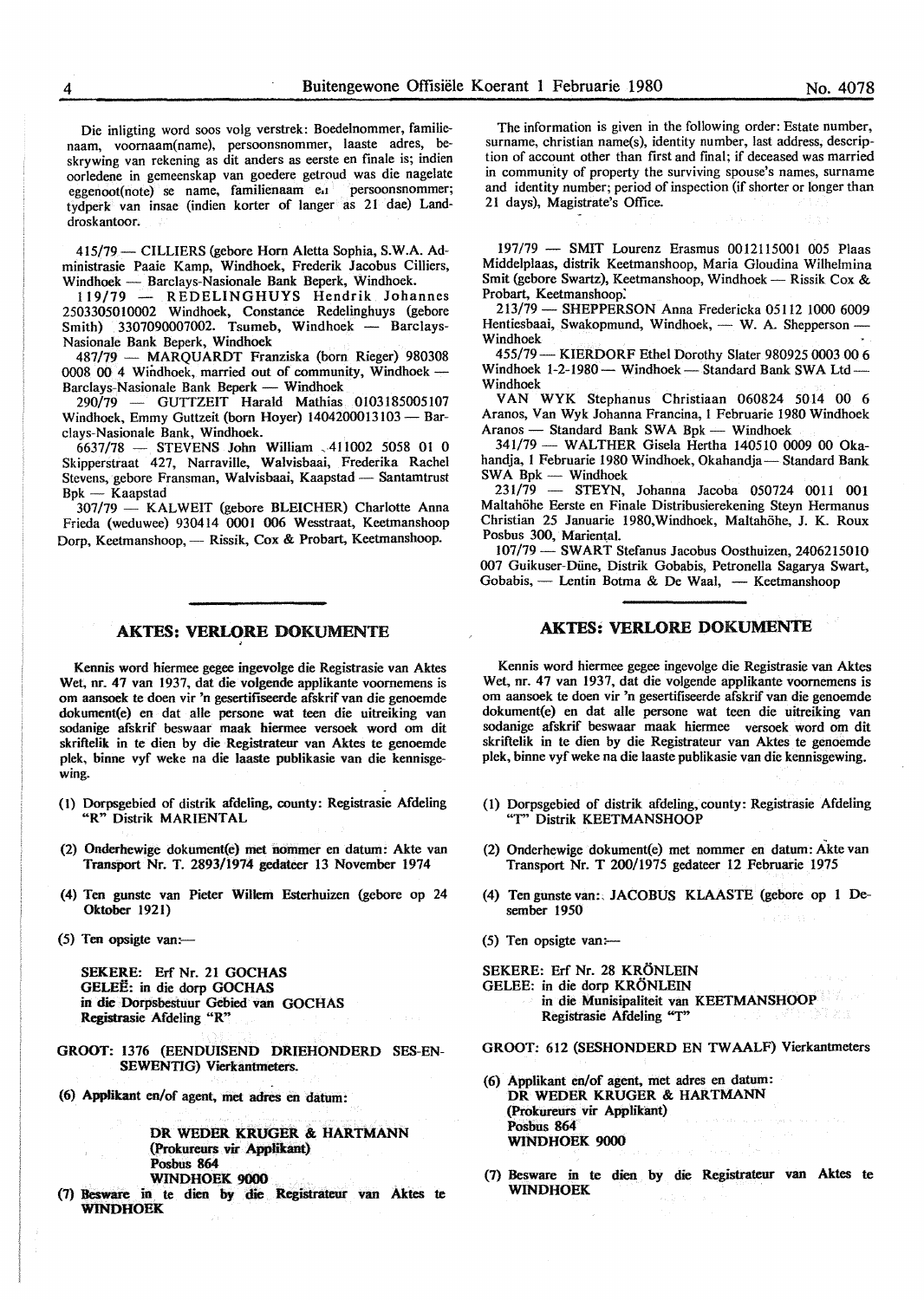Die inligting word soos volg verstrek: Boedelnommer, familienaam, voornaam(name), persoonsnommer, laaste adres, beskrywing van rekening as dit anders as eerste en finale is; indien oorledene in gemeenskap van goedere getroud was die nagelate eggenoot(note) se name, familienaam en persoonsnommer; tydperk van insae (indien korter of langer as 21 dae) Landdroskantoor.

415/79 — CILLIERS (gebore Horn Aletta Sophia, S.W.A. Administrasie Paaie Kamp, Windhoek, Frederik Jacobus Cilliers, Windhoek — Barclays-Nasionale Bank Beperk, Windhoek.

119/79 — REDELINGHUYS Hendrik Johannes 2503305010002 Windhoek, Constance Redelinghuys (gebore Smith) 3307090007002. Tsumeb, Windhoek — Barclays-Nasionale Bank Beperk, Windhoek

487/79 — MARQUARDT Franziska (born Rieger) 980308 0008 00 4 Windhoek, married out of community, Windhoek — Barclays-Nasionale Bank Beperk — Windhoek

290/79 — GUTTZEIT Harald Mathias 0103185005107 Windhoek, Emmy Guttzeit (born Hoyer) 1404200013103 — Barclays-Nasionale Bank, Windhoek.

6637/78 — STEVENS John William 411002 5058 01 0 Skipperstraat 427, Narraville, Walvisbaai, Frederika Rachel Stevens, gebore Fransman, Walvisbaai, Kaapstad — Santamtrust Bpk — Kaapstad

307/79 — KALWEIT (gebore BLEICHER) Charlotte Anna Frieda (weduwee) 930414 0001 006 Wesstraat, Keetmanshoop Dorp, Keetmanshoop, — Rissik, Cox & Probart, Keetmanshoop.

The information is given in the following order: Estate number, surname, christian name(s), identity number, last address, description of account other than first and final; if deceased was married in community of property the surviving spouse's names, surname and identity number; period of inspection (if shorter or longer than 21 days), Magistrate's Office.

197/79 — SMIT Lourenz Erasmus 0012115001 005 Plaas Middelplaas, distrik Keetmanshoop, Maria Gloudina Wilhelmina Smit (gebore Swartz), Keetmanshoop, Windhoek — Rissik Cox & Probart, Keetmanshoop.

213/79 — SHEPPERSON Anna Fredericka 05112 1000 6009 Hentiesbaai, Swakopmund, Windhoek, — W. A. Shepperson — Windhoek

455/79 — KIERDORF Ethel Dorothy Slater 980925 0003 00 6 Windhoek 1-2-1980 — Windhoek — Standard Bank SWA Ltd — Windhoek

VAN WYK Stephanus Christiaan 060824 5014 00 6 Aranos, Van Wyk Johanna Francina, 1 Februarie 1980 Windhoek Aranos — Standard Bank SWA Bpk — Windhoek

341/79 — WALTHER Gisela Hertha 140510 0009 00 Okahandja, 1 Februarie 1980 Windhoek, Okahandja — Standard Bank SWA Bpk — Windhoek

231/79 — STEYN, Johanna Jacoba 050724 0011 001 Maltahöhe Eerste en Finale Distribusierekening Steyn Hermanus Christian 25 Januarie 1980,Windhoek, Maltahöhe, J. K. Roux Posbus 300, Mariental.

107/79 — SWART Stefanus Jacobus Oosthuizen, 2406215010 007 Guikuser-Düne, Distrik Gobabis, Petronella Sagarya Swart, Gobabis, — Lentin Botma & De Waal, — Keetmanshoop

## AKTES: VERLORE DOKUMENTE

Kennis word hiermee gegee ingevolge die Registrasie van Aktes Wet, nr. 47 van 1937, dat die volgende applikante voornemens is om aansoek te doen vir 'n gesertifiseerde afskrif van die genoemde dokument(e) en dat alle persone wat teen die uitreiking van sodanige afskrif beswaar maak hiermee versoek word om dit skriftelik in te dien by die Registrateur van Aktes te genoemde plek, binne vyf weke na die laaste publikasie van die kennisgewing.

(1) Dorpsgebied of distrik afdeling, county: Registrasie Afdeling "R" Distrik MARIENTAL

(2) Onderhewige dokument(e) met nommer en datum: Akte van Transport Nr. T. 2893/1974 gedateer 13 November 1974

(4) Ten gunste van Pieter Willem Esterhuizen (gebore op 24 Oktober 1921)

(5) Ten opsigte van:—

SEKERE: Erf Nr. 21 GOCHAS
GELEË: in die dorp GOCHAS
in die Dorpsbestuur Gebied van GOCHAS
Registrasie Afdeling "R"

GROOT: 1376 (EENDUISEND DRIEHONDERD SES-EN-SEWENTIG) Vierkantmeters.

(6) Applikant en/of agent, met adres en datum:

DR WEDER KRUGER & HARTMANN
(Prokureurs vir Applikant)
Posbus 864
WINDHOEK 9000

(7) Besware in te dien by die Registrateur van Aktes te WINDHOEK

## AKTES: VERLORE DOKUMENTE

Kennis word hiermee gegee ingevolge die Registrasie van Aktes Wet, nr. 47 van 1937, dat die volgende applikante voornemens is om aansoek te doen vir 'n gesertifiseerde afskrif van die genoemde dokument(e) en dat alle persone wat teen die uitreiking van sodanige afskrif beswaar maak hiermee versoek word om dit skriftelik in te dien by die Registrateur van Aktes te genoemde plek, binne vyf weke na die laaste publikasie van die kennisgewing.

(1) Dorpsgebied of distrik afdeling, county: Registrasie Afdeling "T" Distrik KEETMANSHOOP

(2) Onderhewige dokument(e) met nommer en datum: Akte van Transport Nr. T 200/1975 gedateer 12 Februarie 1975

(4) Ten gunste van: JACOBUS KLAASTE (gebore op 1 Desember 1950

(5) Ten opsigte van:—

SEKERE: Erf Nr. 28 KRÖNLEIN
GELEE: in die dorp KRÖNLEIN
in die Munisipaliteit van KEETMANSHOOP
Registrasie Afdeling "T"

GROOT: 612 (SESHONDERD EN TWAALF) Vierkantmeters

(6) Applikant en/of agent, met adres en datum:
DR WEDER KRUGER & HARTMANN
(Prokureurs vir Applikant)
Posbus 864
WINDHOEK 9000

(7) Besware in te dien by die Registrateur van Aktes te WINDHOEK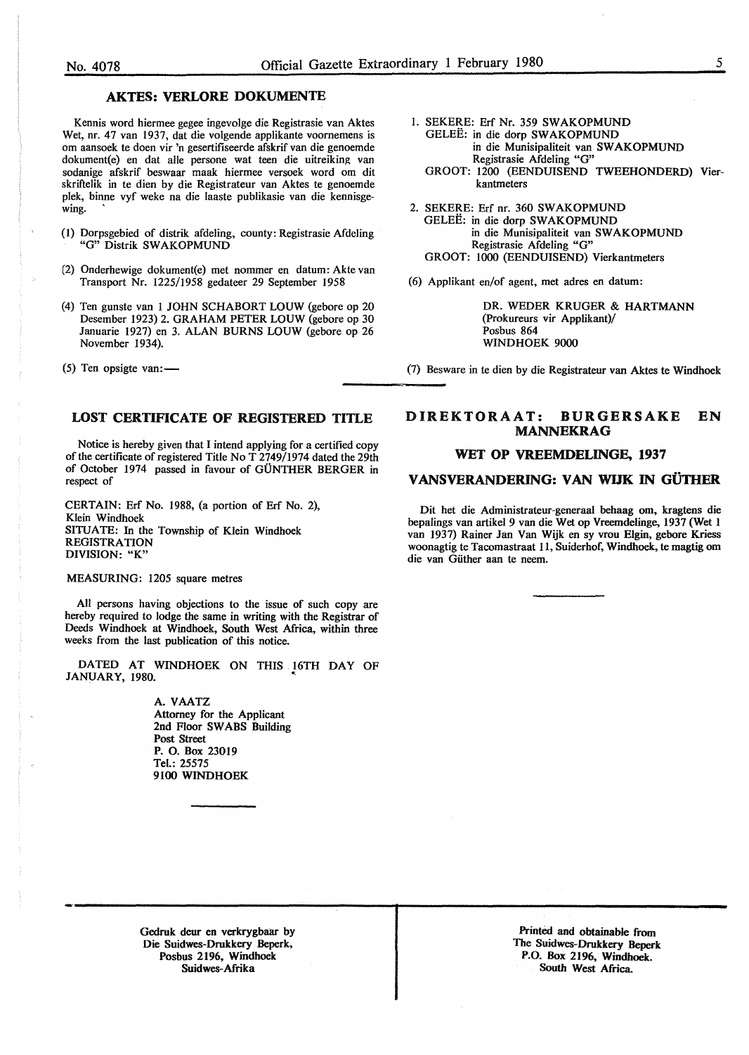## AKTES: VERLORE DOKUMENTE

Kennis word hiermee gegee ingevolge die Registrasie van Aktes Wet, nr. 47 van 1937, dat die volgende applikante voornemens is om aansoek te doen vir 'n gesertifiseerde afskrif van die genoemde dokument(e) en dat alle persone wat teen die uitreiking van sodanige afskrif beswaar maak hiermee versoek word om dit skriftelik in te dien by die Registrateur van Aktes te genoemde plek, binne vyf weke na die laaste publikasie van die kennisgewing.

(1) Dorpsgebied of distrik afdeling, county: Registrasie Afdeling "G" Distrik SWAKOPMUND

(2) Onderhewige dokument(e) met nommer en datum: Akte van Transport Nr. 1225/1958 gedateer 29 September 1958

(4) Ten gunste van 1 JOHN SCHABORT LOUW (gebore op 20 Desember 1923) 2. GRAHAM PETER LOUW (gebore op 30 Januarie 1927) en 3. ALAN BURNS LOUW (gebore op 26 November 1934).

(5) Ten opsigte van:—

1. SEKERE: Erf Nr. 359 SWAKOPMUND
   GELEË: in die dorp SWAKOPMUND
   in die Munisipaliteit van SWAKOPMUND
   Registrasie Afdeling "G"
   GROOT: 1200 (EENDUISEND TWEEHONDERD) Vierkantmeters

2. SEKERE: Erf nr. 360 SWAKOPMUND
   GELEË: in die dorp SWAKOPMUND
   in die Munisipaliteit van SWAKOPMUND
   Registrasie Afdeling "G"
   GROOT: 1000 (EENDUISEND) Vierkantmeters

(6) Applikant en/of agent, met adres en datum:

DR. WEDER KRUGER & HARTMANN
(Prokureurs vir Applikant)/
Posbus 864
WINDHOEK 9000

(7) Besware in te dien by die Registrateur van Aktes te Windhoek

## LOST CERTIFICATE OF REGISTERED TITLE

Notice is hereby given that I intend applying for a certified copy of the certificate of registered Title No T 2749/1974 dated the 29th of October 1974 passed in favour of GÜNTHER BERGER in respect of

CERTAIN: Erf No. 1988, (a portion of Erf No. 2), Klein Windhoek
SITUATE: In the Township of Klein Windhoek
REGISTRATION DIVISION: "K"

MEASURING: 1205 square metres

All persons having objections to the issue of such copy are hereby required to lodge the same in writing with the Registrar of Deeds Windhoek at Windhoek, South West Africa, within three weeks from the last publication of this notice.

DATED AT WINDHOEK ON THIS 16TH DAY OF JANUARY, 1980.

A. VAATZ
Attorney for the Applicant
2nd Floor SWABS Building
Post Street
P. O. Box 23019
Tel.: 25575
9100 WINDHOEK

## DIREKTORAAT: BURGERSAKE EN MANNEKRAG

### WET OP VREEMDELINGE, 1937

### VANSVERANDERING: VAN WIJK IN GÜTHER

Dit het die Administrateur-generaal behaag om, kragtens die bepalings van artikel 9 van die Wet op Vreemdelinge, 1937 (Wet 1 van 1937) Rainer Jan Van Wijk en sy vrou Elgin, gebore Kriess woonagtig te Tacomastraat 11, Suiderhof, Windhoek, te magtig om die van Güther aan te neem.

Gedruk deur en verkrygbaar by
Die Suidwes-Drukkery Beperk,
Posbus 2196, Windhoek
Suidwes-Afrika

Printed and obtainable from
The Suidwes-Drukkery Beperk
P.O. Box 2196, Windhoek.
South West Africa.